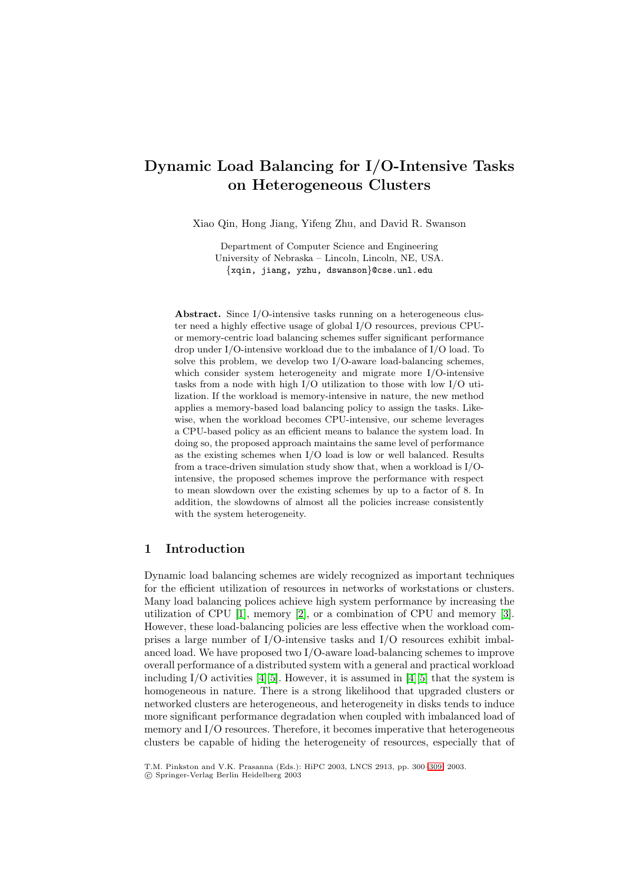# Dynamic Load Balancing for I/O-Intensive Tasks on Heterogeneous Clusters

Xiao Qin, Hong Jiang, Yifeng Zhu, and David R. Swanson

Department of Computer Science and Engineering
University of Nebraska – Lincoln, Lincoln, NE, USA.
{xqin, jiang, yzhu, dswanson}@cse.unl.edu

**Abstract.** Since I/O-intensive tasks running on a heterogeneous cluster need a highly effective usage of global I/O resources, previous CPU- or memory-centric load balancing schemes suffer significant performance drop under I/O-intensive workload due to the imbalance of I/O load. To solve this problem, we develop two I/O-aware load-balancing schemes, which consider system heterogeneity and migrate more I/O-intensive tasks from a node with high I/O utilization to those with low I/O utilization. If the workload is memory-intensive in nature, the new method applies a memory-based load balancing policy to assign the tasks. Likewise, when the workload becomes CPU-intensive, our scheme leverages a CPU-based policy as an efficient means to balance the system load. In doing so, the proposed approach maintains the same level of performance as the existing schemes when I/O load is low or well balanced. Results from a trace-driven simulation study show that, when a workload is I/O-intensive, the proposed schemes improve the performance with respect to mean slowdown over the existing schemes by up to a factor of 8. In addition, the slowdowns of almost all the policies increase consistently with the system heterogeneity.

## 1 Introduction

Dynamic load balancing schemes are widely recognized as important techniques for the efficient utilization of resources in networks of workstations or clusters. Many load balancing polices achieve high system performance by increasing the utilization of CPU [1], memory [2], or a combination of CPU and memory [3]. However, these load-balancing policies are less effective when the workload comprises a large number of I/O-intensive tasks and I/O resources exhibit imbalanced load. We have proposed two I/O-aware load-balancing schemes to improve overall performance of a distributed system with a general and practical workload including I/O activities [4][5]. However, it is assumed in [4][5] that the system is homogeneous in nature. There is a strong likelihood that upgraded clusters or networked clusters are heterogeneous, and heterogeneity in disks tends to induce more significant performance degradation when coupled with imbalanced load of memory and I/O resources. Therefore, it becomes imperative that heterogeneous clusters be capable of hiding the heterogeneity of resources, especially that of

T.M. Pinkston and V.K. Prasanna (Eds.): HiPC 2003, LNCS 2913, pp. 300–309, 2003.
© Springer-Verlag Berlin Heidelberg 2003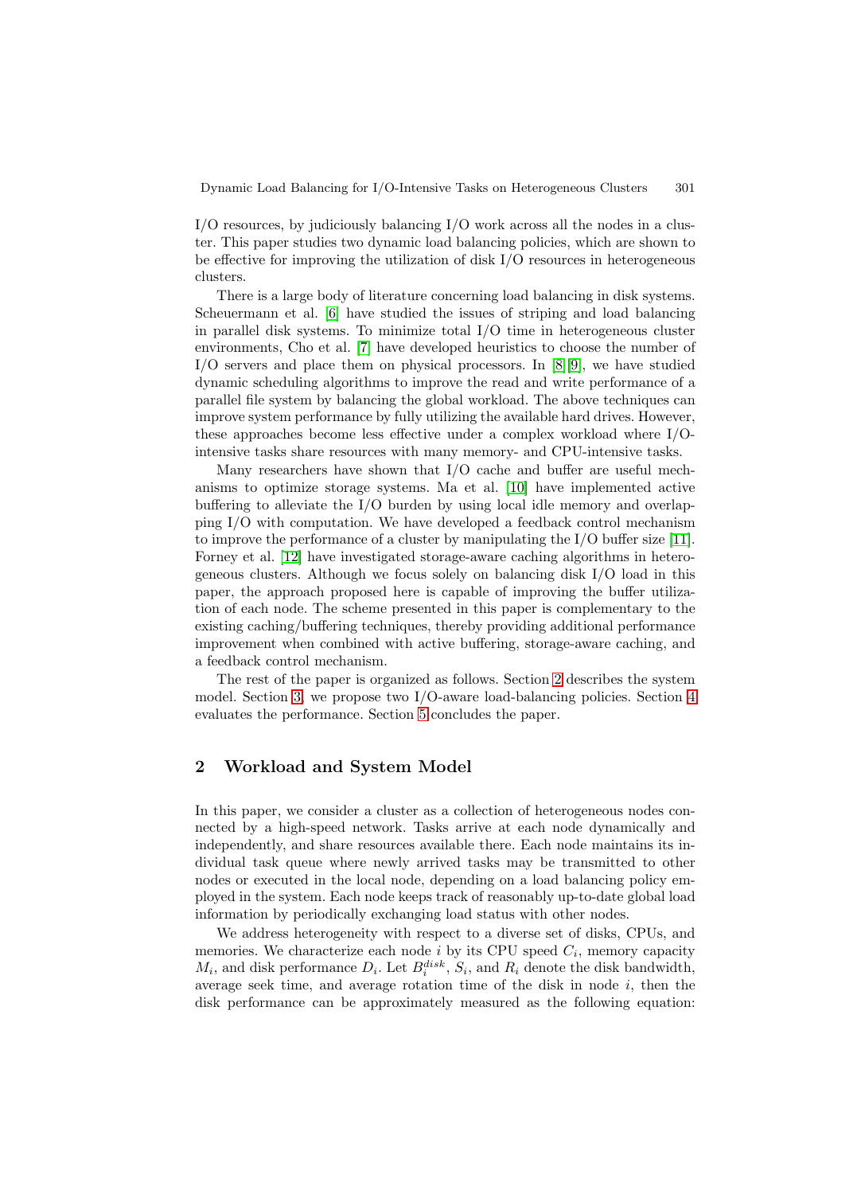I/O resources, by judiciously balancing I/O work across all the nodes in a cluster. This paper studies two dynamic load balancing policies, which are shown to be effective for improving the utilization of disk I/O resources in heterogeneous clusters.

There is a large body of literature concerning load balancing in disk systems. Scheuermann et al. [6] have studied the issues of striping and load balancing in parallel disk systems. To minimize total I/O time in heterogeneous cluster environments, Cho et al. [7] have developed heuristics to choose the number of I/O servers and place them on physical processors. In [8][9], we have studied dynamic scheduling algorithms to improve the read and write performance of a parallel file system by balancing the global workload. The above techniques can improve system performance by fully utilizing the available hard drives. However, these approaches become less effective under a complex workload where I/O-intensive tasks share resources with many memory- and CPU-intensive tasks.

Many researchers have shown that I/O cache and buffer are useful mechanisms to optimize storage systems. Ma et al. [10] have implemented active buffering to alleviate the I/O burden by using local idle memory and overlapping I/O with computation. We have developed a feedback control mechanism to improve the performance of a cluster by manipulating the I/O buffer size [11]. Forney et al. [12] have investigated storage-aware caching algorithms in heterogeneous clusters. Although we focus solely on balancing disk I/O load in this paper, the approach proposed here is capable of improving the buffer utilization of each node. The scheme presented in this paper is complementary to the existing caching/buffering techniques, thereby providing additional performance improvement when combined with active buffering, storage-aware caching, and a feedback control mechanism.

The rest of the paper is organized as follows. Section 2 describes the system model. Section 3, we propose two I/O-aware load-balancing policies. Section 4 evaluates the performance. Section 5 concludes the paper.

## 2 Workload and System Model

In this paper, we consider a cluster as a collection of heterogeneous nodes connected by a high-speed network. Tasks arrive at each node dynamically and independently, and share resources available there. Each node maintains its individual task queue where newly arrived tasks may be transmitted to other nodes or executed in the local node, depending on a load balancing policy employed in the system. Each node keeps track of reasonably up-to-date global load information by periodically exchanging load status with other nodes.

We address heterogeneity with respect to a diverse set of disks, CPUs, and memories. We characterize each node $i$ by its CPU speed $C_i$, memory capacity $M_i$, and disk performance $D_i$. Let $B_i^{disk}$, $S_i$, and $R_i$ denote the disk bandwidth, average seek time, and average rotation time of the disk in node $i$, then the disk performance can be approximately measured as the following equation: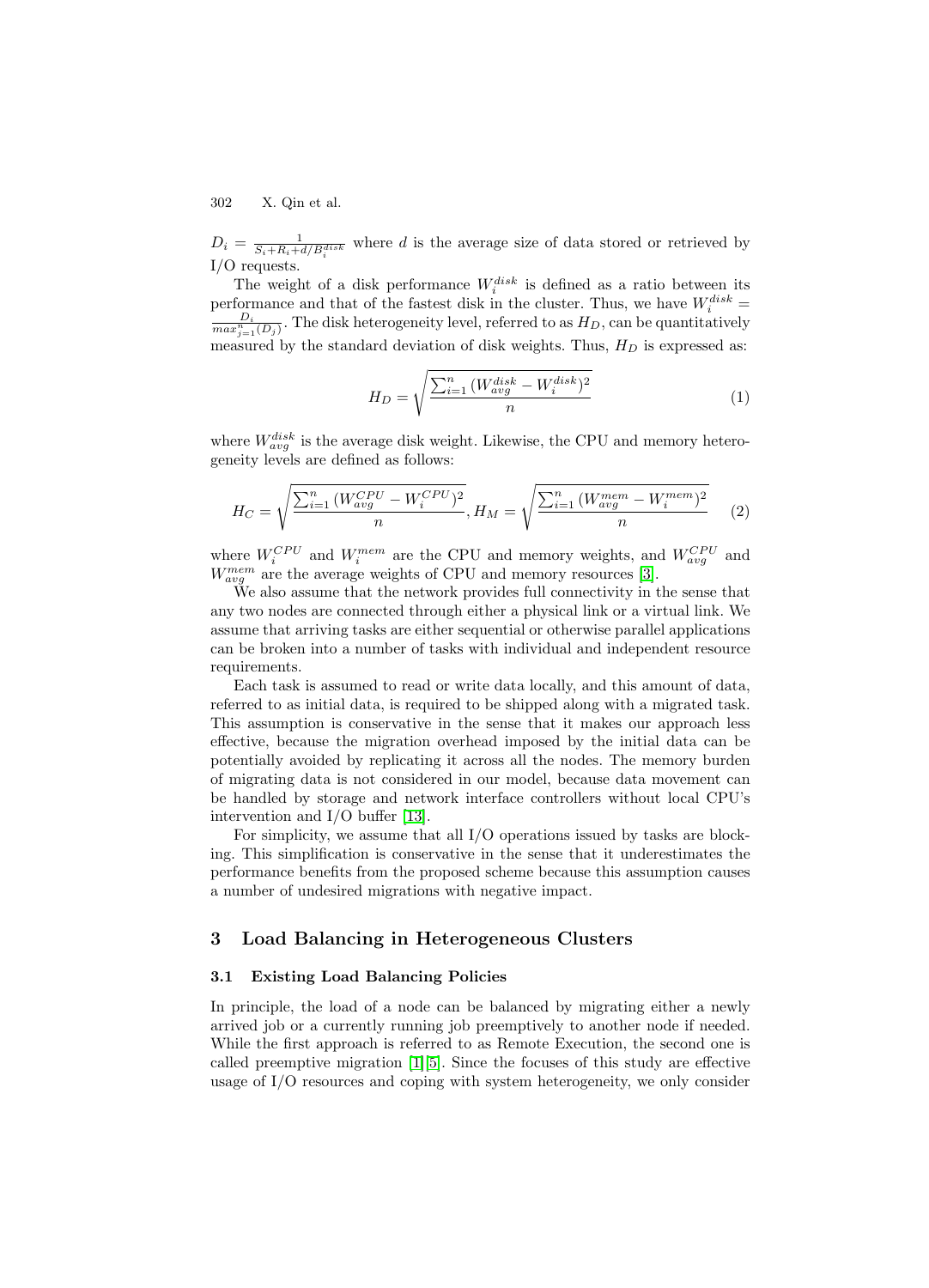$D_i = \frac{1}{S_i + R_i + d/B_i^{disk}}$ where $d$ is the average size of data stored or retrieved by I/O requests.

The weight of a disk performance $W_i^{disk}$ is defined as a ratio between its performance and that of the fastest disk in the cluster. Thus, we have $W_i^{disk} = \frac{D_i}{max_{j=1}^{n}(D_j)}$. The disk heterogeneity level, referred to as $H_D$, can be quantitatively measured by the standard deviation of disk weights. Thus, $H_D$ is expressed as:

$$H_D = \sqrt{\frac{\sum_{i=1}^{n} (W_{avg}^{disk} - W_i^{disk})^2}{n}} \tag{1}$$

where $W_{avg}^{disk}$ is the average disk weight. Likewise, the CPU and memory heterogeneity levels are defined as follows:

$$H_C = \sqrt{\frac{\sum_{i=1}^{n} (W_{avg}^{CPU} - W_i^{CPU})^2}{n}}, H_M = \sqrt{\frac{\sum_{i=1}^{n} (W_{avg}^{mem} - W_i^{mem})^2}{n}} \tag{2}$$

where $W_i^{CPU}$ and $W_i^{mem}$ are the CPU and memory weights, and $W_{avg}^{CPU}$ and $W_{avg}^{mem}$ are the average weights of CPU and memory resources [3].

We also assume that the network provides full connectivity in the sense that any two nodes are connected through either a physical link or a virtual link. We assume that arriving tasks are either sequential or otherwise parallel applications can be broken into a number of tasks with individual and independent resource requirements.

Each task is assumed to read or write data locally, and this amount of data, referred to as initial data, is required to be shipped along with a migrated task. This assumption is conservative in the sense that it makes our approach less effective, because the migration overhead imposed by the initial data can be potentially avoided by replicating it across all the nodes. The memory burden of migrating data is not considered in our model, because data movement can be handled by storage and network interface controllers without local CPU's intervention and I/O buffer [13].

For simplicity, we assume that all I/O operations issued by tasks are blocking. This simplification is conservative in the sense that it underestimates the performance benefits from the proposed scheme because this assumption causes a number of undesired migrations with negative impact.

## 3 Load Balancing in Heterogeneous Clusters

### 3.1 Existing Load Balancing Policies

In principle, the load of a node can be balanced by migrating either a newly arrived job or a currently running job preemptively to another node if needed. While the first approach is referred to as Remote Execution, the second one is called preemptive migration [1][5]. Since the focuses of this study are effective usage of I/O resources and coping with system heterogeneity, we only consider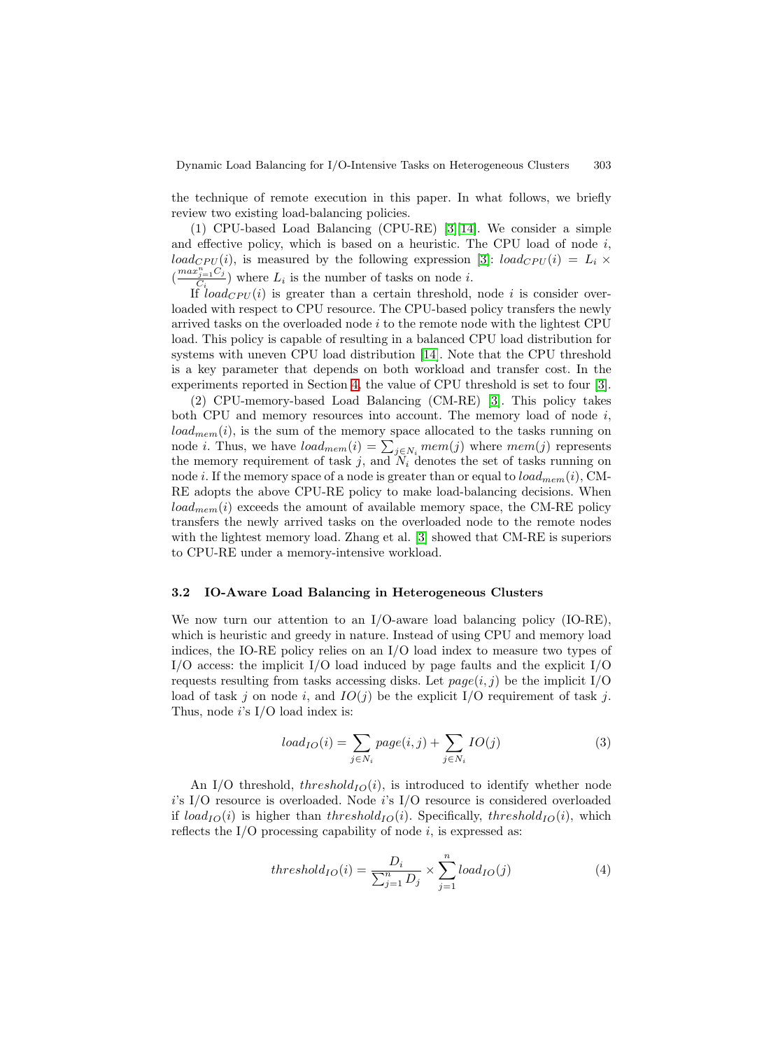the technique of remote execution in this paper. In what follows, we briefly review two existing load-balancing policies.

(1) CPU-based Load Balancing (CPU-RE) [3][14]. We consider a simple and effective policy, which is based on a heuristic. The CPU load of node $i$, $load_{CPU}(i)$, is measured by the following expression [3]: $load_{CPU}(i) = L_i \times (\frac{max_{j=1}^{n} C_j}{C_i})$ where $L_i$ is the number of tasks on node $i$.

If $load_{CPU}(i)$ is greater than a certain threshold, node $i$ is consider overloaded with respect to CPU resource. The CPU-based policy transfers the newly arrived tasks on the overloaded node $i$ to the remote node with the lightest CPU load. This policy is capable of resulting in a balanced CPU load distribution for systems with uneven CPU load distribution [14]. Note that the CPU threshold is a key parameter that depends on both workload and transfer cost. In the experiments reported in Section 4, the value of CPU threshold is set to four [3].

(2) CPU-memory-based Load Balancing (CM-RE) [3]. This policy takes both CPU and memory resources into account. The memory load of node $i$, $load_{mem}(i)$, is the sum of the memory space allocated to the tasks running on node $i$. Thus, we have $load_{mem}(i) = \sum_{j \in N_i} mem(j)$ where $mem(j)$ represents the memory requirement of task $j$, and $N_i$ denotes the set of tasks running on node $i$. If the memory space of a node is greater than or equal to $load_{mem}(i)$, CM-RE adopts the above CPU-RE policy to make load-balancing decisions. When $load_{mem}(i)$ exceeds the amount of available memory space, the CM-RE policy transfers the newly arrived tasks on the overloaded node to the remote nodes with the lightest memory load. Zhang et al. [3] showed that CM-RE is superiors to CPU-RE under a memory-intensive workload.

### 3.2 IO-Aware Load Balancing in Heterogeneous Clusters

We now turn our attention to an I/O-aware load balancing policy (IO-RE), which is heuristic and greedy in nature. Instead of using CPU and memory load indices, the IO-RE policy relies on an I/O load index to measure two types of I/O access: the implicit I/O load induced by page faults and the explicit I/O requests resulting from tasks accessing disks. Let $page(i, j)$ be the implicit I/O load of task $j$ on node $i$, and $IO(j)$ be the explicit I/O requirement of task $j$. Thus, node $i$'s I/O load index is:

$$load_{IO}(i) = \sum_{j \in N_i} page(i, j) + \sum_{j \in N_i} IO(j) \tag{3}$$

An I/O threshold, $threshold_{IO}(i)$, is introduced to identify whether node $i$'s I/O resource is overloaded. Node $i$'s I/O resource is considered overloaded if $load_{IO}(i)$ is higher than $threshold_{IO}(i)$. Specifically, $threshold_{IO}(i)$, which reflects the I/O processing capability of node $i$, is expressed as:

$$threshold_{IO}(i) = \frac{D_i}{\sum_{j=1}^{n} D_j} \times \sum_{j=1}^{n} load_{IO}(j) \tag{4}$$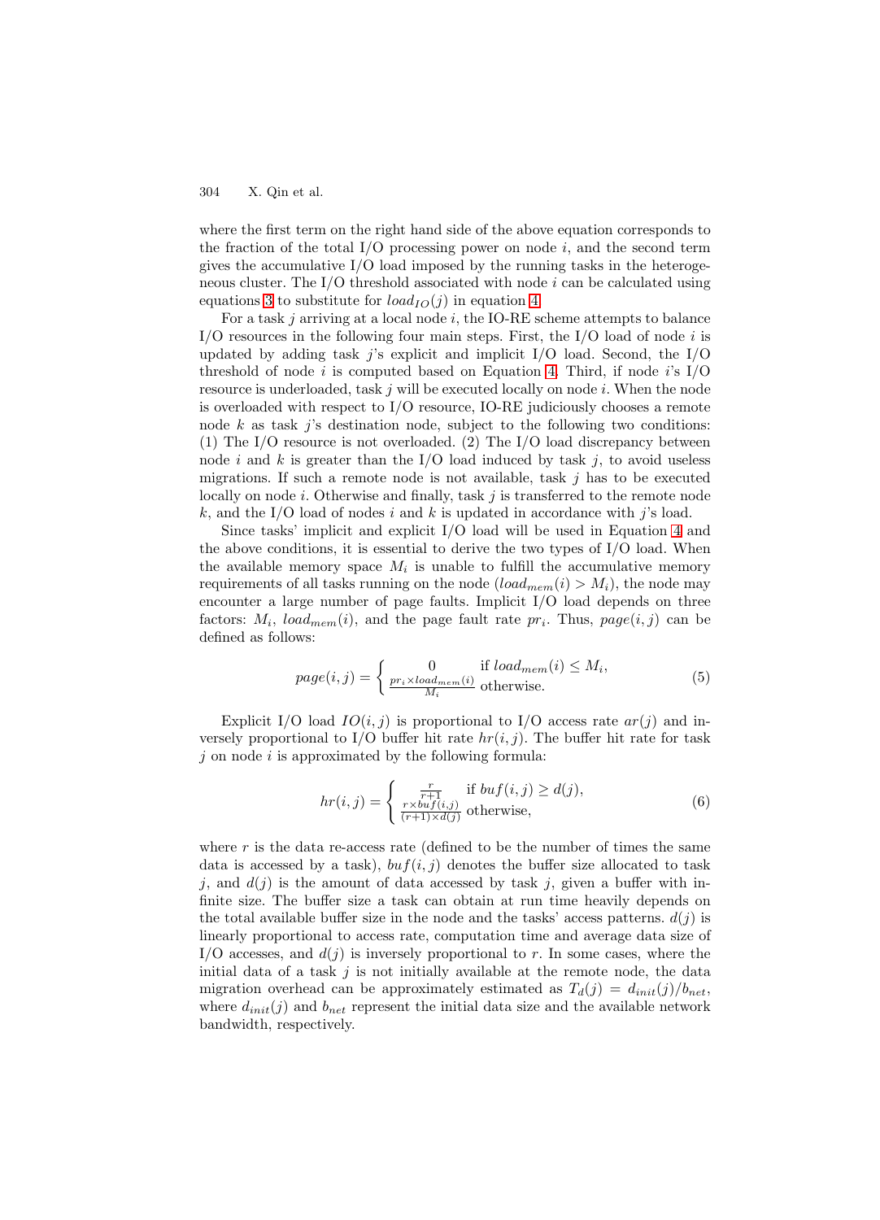where the first term on the right hand side of the above equation corresponds to the fraction of the total I/O processing power on node $i$, and the second term gives the accumulative I/O load imposed by the running tasks in the heterogeneous cluster. The I/O threshold associated with node $i$ can be calculated using equations 3 to substitute for $load_{IO}(j)$ in equation 4.

For a task $j$ arriving at a local node $i$, the IO-RE scheme attempts to balance I/O resources in the following four main steps. First, the I/O load of node $i$ is updated by adding task $j$'s explicit and implicit I/O load. Second, the I/O threshold of node $i$ is computed based on Equation 4. Third, if node $i$'s I/O resource is underloaded, task $j$ will be executed locally on node $i$. When the node is overloaded with respect to I/O resource, IO-RE judiciously chooses a remote node $k$ as task $j$'s destination node, subject to the following two conditions: (1) The I/O resource is not overloaded. (2) The I/O load discrepancy between node $i$ and $k$ is greater than the I/O load induced by task $j$, to avoid useless migrations. If such a remote node is not available, task $j$ has to be executed locally on node $i$. Otherwise and finally, task $j$ is transferred to the remote node $k$, and the I/O load of nodes $i$ and $k$ is updated in accordance with $j$'s load.

Since tasks' implicit and explicit I/O load will be used in Equation 4 and the above conditions, it is essential to derive the two types of I/O load. When the available memory space $M_i$ is unable to fulfill the accumulative memory requirements of all tasks running on the node ($load_{mem}(i) > M_i$), the node may encounter a large number of page faults. Implicit I/O load depends on three factors: $M_i$, $load_{mem}(i)$, and the page fault rate $pr_i$. Thus, $page(i,j)$ can be defined as follows:

$$page(i,j) = \begin{cases} 0 & \text{if } load_{mem}(i) \le M_i, \\ \frac{pr_i \times load_{mem}(i)}{M_i} & \text{otherwise.} \end{cases} \tag{5}$$

Explicit I/O load $IO(i,j)$ is proportional to I/O access rate $ar(j)$ and inversely proportional to I/O buffer hit rate $hr(i,j)$. The buffer hit rate for task $j$ on node $i$ is approximated by the following formula:

$$hr(i,j) = \begin{cases} \frac{r}{r+1} & \text{if } buf(i,j) \ge d(j), \\ \frac{r \times buf(i,j)}{(r+1) \times d(j)} & \text{otherwise,} \end{cases} \tag{6}$$

where $r$ is the data re-access rate (defined to be the number of times the same data is accessed by a task), $buf(i,j)$ denotes the buffer size allocated to task $j$, and $d(j)$ is the amount of data accessed by task $j$, given a buffer with infinite size. The buffer size a task can obtain at run time heavily depends on the total available buffer size in the node and the tasks' access patterns. $d(j)$ is linearly proportional to access rate, computation time and average data size of I/O accesses, and $d(j)$ is inversely proportional to $r$. In some cases, where the initial data of a task $j$ is not initially available at the remote node, the data migration overhead can be approximately estimated as $T_d(j) = d_{init}(j)/b_{net}$, where $d_{init}(j)$ and $b_{net}$ represent the initial data size and the available network bandwidth, respectively.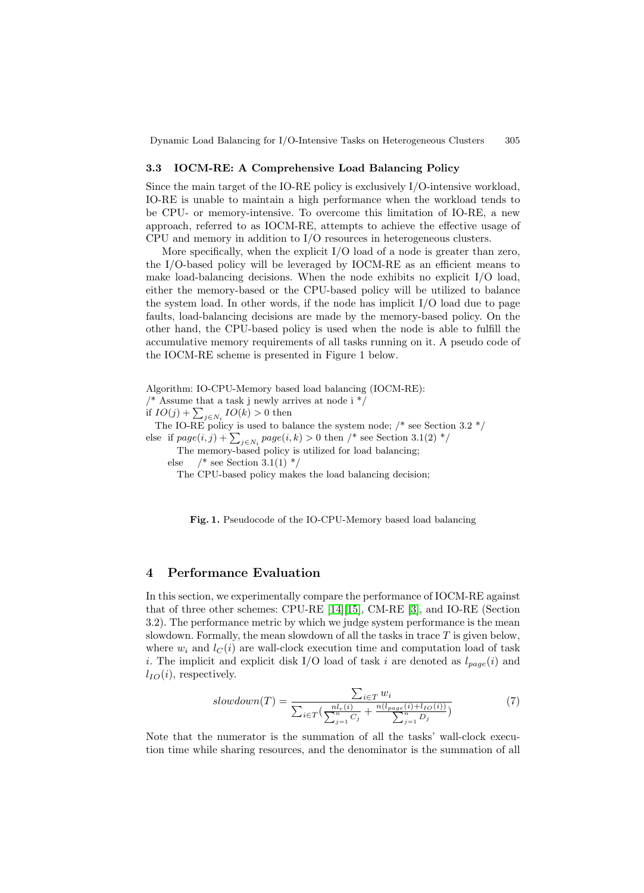### 3.3 IOCM-RE: A Comprehensive Load Balancing Policy

Since the main target of the IO-RE policy is exclusively I/O-intensive workload, IO-RE is unable to maintain a high performance when the workload tends to be CPU- or memory-intensive. To overcome this limitation of IO-RE, a new approach, referred to as IOCM-RE, attempts to achieve the effective usage of CPU and memory in addition to I/O resources in heterogeneous clusters.

More specifically, when the explicit I/O load of a node is greater than zero, the I/O-based policy will be leveraged by IOCM-RE as an efficient means to make load-balancing decisions. When the node exhibits no explicit I/O load, either the memory-based or the CPU-based policy will be utilized to balance the system load. In other words, if the node has implicit I/O load due to page faults, load-balancing decisions are made by the memory-based policy. On the other hand, the CPU-based policy is used when the node is able to fulfill the accumulative memory requirements of all tasks running on it. A pseudo code of the IOCM-RE scheme is presented in Figure 1 below.

```
Algorithm: IO-CPU-Memory based load balancing (IOCM-RE):
/* Assume that a task j newly arrives at node i */
if IO(j) + Σ_{j∈N_i} IO(k) > 0 then
  The IO-RE policy is used to balance the system node; /* see Section 3.2 */
else  if page(i, j) + Σ_{j∈N_i} page(i, k) > 0 then /* see Section 3.1(2) */
        The memory-based policy is utilized for load balancing;
      else    /* see Section 3.1(1) */
        The CPU-based policy makes the load balancing decision;
```

**Fig. 1.** Pseudocode of the IO-CPU-Memory based load balancing

## 4 Performance Evaluation

In this section, we experimentally compare the performance of IOCM-RE against that of three other schemes: CPU-RE [14][15], CM-RE [3], and IO-RE (Section 3.2). The performance metric by which we judge system performance is the mean slowdown. Formally, the mean slowdown of all the tasks in trace $T$ is given below, where $w_i$ and $l_C(i)$ are wall-clock execution time and computation load of task $i$. The implicit and explicit disk I/O load of task $i$ are denoted as $l_{page}(i)$ and $l_{IO}(i)$, respectively.

$$slowdown(T) = \frac{\sum_{i \in T} w_i}{\sum_{i \in T} \left( \frac{n l_c(i)}{\sum_{j=1}^{n} C_j} + \frac{n(l_{page}(i) + l_{IO}(i))}{\sum_{j=1}^{n} D_j} \right)} \tag{7}$$

Note that the numerator is the summation of all the tasks' wall-clock execution time while sharing resources, and the denominator is the summation of all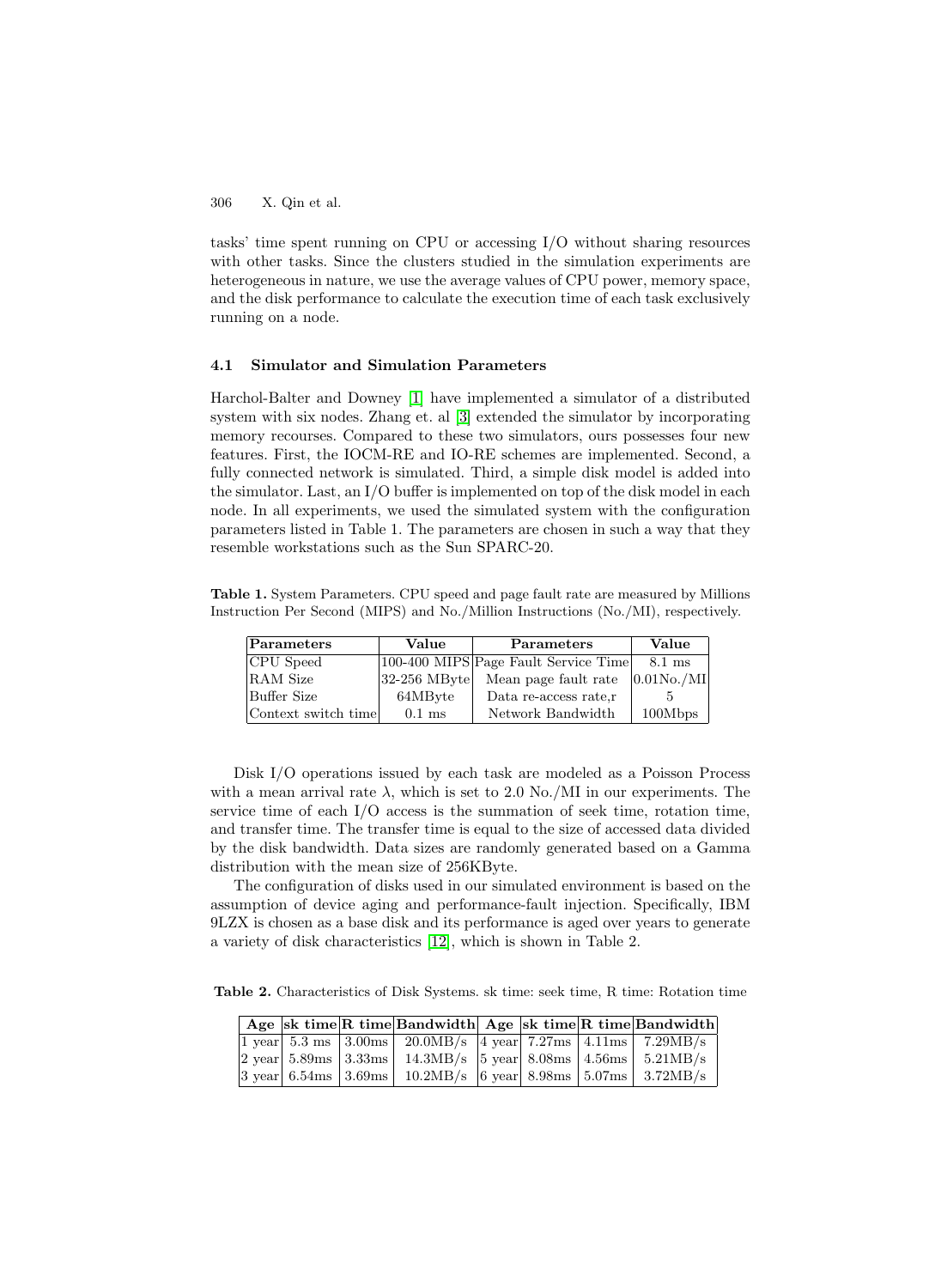tasks' time spent running on CPU or accessing I/O without sharing resources with other tasks. Since the clusters studied in the simulation experiments are heterogeneous in nature, we use the average values of CPU power, memory space, and the disk performance to calculate the execution time of each task exclusively running on a node.

### 4.1 Simulator and Simulation Parameters

Harchol-Balter and Downey [1] have implemented a simulator of a distributed system with six nodes. Zhang et. al [3] extended the simulator by incorporating memory recourses. Compared to these two simulators, ours possesses four new features. First, the IOCM-RE and IO-RE schemes are implemented. Second, a fully connected network is simulated. Third, a simple disk model is added into the simulator. Last, an I/O buffer is implemented on top of the disk model in each node. In all experiments, we used the simulated system with the configuration parameters listed in Table 1. The parameters are chosen in such a way that they resemble workstations such as the Sun SPARC-20.

**Table 1.** System Parameters. CPU speed and page fault rate are measured by Millions Instruction Per Second (MIPS) and No./Million Instructions (No./MI), respectively.

| Parameters | Value | Parameters | Value |
|---|---|---|---|
| CPU Speed | 100-400 MIPS | Page Fault Service Time | 8.1 ms |
| RAM Size | 32-256 MByte | Mean page fault rate | 0.01No./MI |
| Buffer Size | 64MByte | Data re-access rate,r | 5 |
| Context switch time | 0.1 ms | Network Bandwidth | 100Mbps |

Disk I/O operations issued by each task are modeled as a Poisson Process with a mean arrival rate $\lambda$, which is set to 2.0 No./MI in our experiments. The service time of each I/O access is the summation of seek time, rotation time, and transfer time. The transfer time is equal to the size of accessed data divided by the disk bandwidth. Data sizes are randomly generated based on a Gamma distribution with the mean size of 256KByte.

The configuration of disks used in our simulated environment is based on the assumption of device aging and performance-fault injection. Specifically, IBM 9LZX is chosen as a base disk and its performance is aged over years to generate a variety of disk characteristics [12], which is shown in Table 2.

**Table 2.** Characteristics of Disk Systems. sk time: seek time, R time: Rotation time

| Age | sk time | R time | Bandwidth | Age | sk time | R time | Bandwidth |
|---|---|---|---|---|---|---|---|
| 1 year | 5.3 ms | 3.00ms | 20.0MB/s | 4 year | 7.27ms | 4.11ms | 7.29MB/s |
| 2 year | 5.89ms | 3.33ms | 14.3MB/s | 5 year | 8.08ms | 4.56ms | 5.21MB/s |
| 3 year | 6.54ms | 3.69ms | 10.2MB/s | 6 year | 8.98ms | 5.07ms | 3.72MB/s |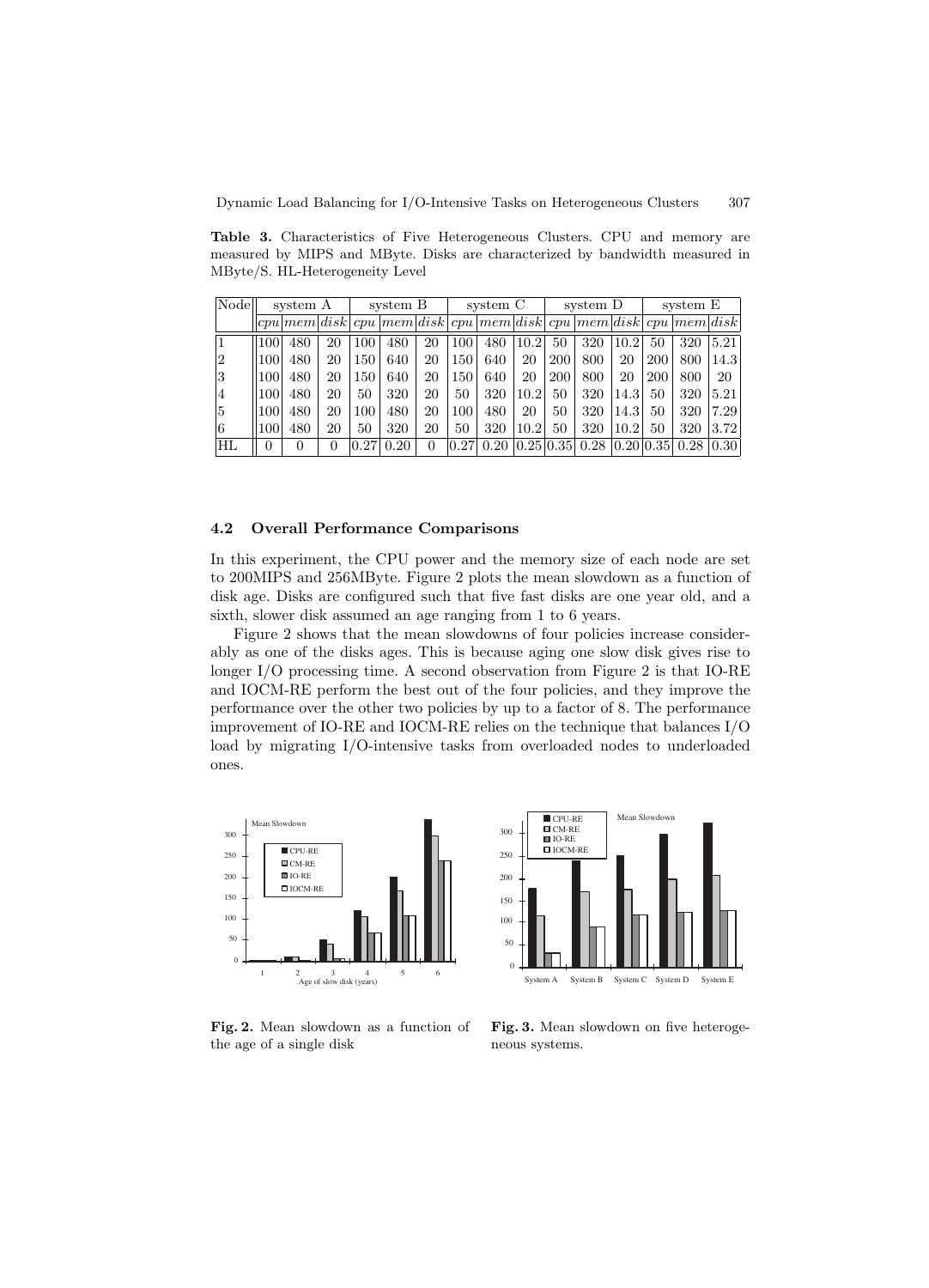**Table 3.** Characteristics of Five Heterogeneous Clusters. CPU and memory are measured by MIPS and MByte. Disks are characterized by bandwidth measured in MByte/S. HL-Heterogeneity Level

| Node | system A | | | system B | | | system C | | | system D | | | system E | | |
|---|---|---|---|---|---|---|---|---|---|---|---|---|---|---|---|
| | *cpu* | *mem* | *disk* | *cpu* | *mem* | *disk* | *cpu* | *mem* | *disk* | *cpu* | *mem* | *disk* | *cpu* | *mem* | *disk* |
| 1 | 100 | 480 | 20 | 100 | 480 | 20 | 100 | 480 | 10.2 | 50 | 320 | 10.2 | 50 | 320 | 5.21 |
| 2 | 100 | 480 | 20 | 150 | 640 | 20 | 150 | 640 | 20 | 200 | 800 | 20 | 200 | 800 | 14.3 |
| 3 | 100 | 480 | 20 | 150 | 640 | 20 | 150 | 640 | 20 | 200 | 800 | 20 | 200 | 800 | 20 |
| 4 | 100 | 480 | 20 | 50 | 320 | 20 | 50 | 320 | 10.2 | 50 | 320 | 14.3 | 50 | 320 | 5.21 |
| 5 | 100 | 480 | 20 | 100 | 480 | 20 | 100 | 480 | 20 | 50 | 320 | 14.3 | 50 | 320 | 7.29 |
| 6 | 100 | 480 | 20 | 50 | 320 | 20 | 50 | 320 | 10.2 | 50 | 320 | 10.2 | 50 | 320 | 3.72 |
| HL | 0 | 0 | 0 | 0.27 | 0.20 | 0 | 0.27 | 0.20 | 0.25 | 0.35 | 0.28 | 0.20 | 0.35 | 0.28 | 0.30 |

### 4.2 Overall Performance Comparisons

In this experiment, the CPU power and the memory size of each node are set to 200MIPS and 256MByte. Figure 2 plots the mean slowdown as a function of disk age. Disks are configured such that five fast disks are one year old, and a sixth, slower disk assumed an age ranging from 1 to 6 years.

Figure 2 shows that the mean slowdowns of four policies increase considerably as one of the disks ages. This is because aging one slow disk gives rise to longer I/O processing time. A second observation from Figure 2 is that IO-RE and IOCM-RE perform the best out of the four policies, and they improve the performance over the other two policies by up to a factor of 8. The performance improvement of IO-RE and IOCM-RE relies on the technique that balances I/O load by migrating I/O-intensive tasks from overloaded nodes to underloaded ones.

**Fig. 2.** Mean slowdown as a function of the age of a single disk

**Fig. 3.** Mean slowdown on five heterogeneous systems.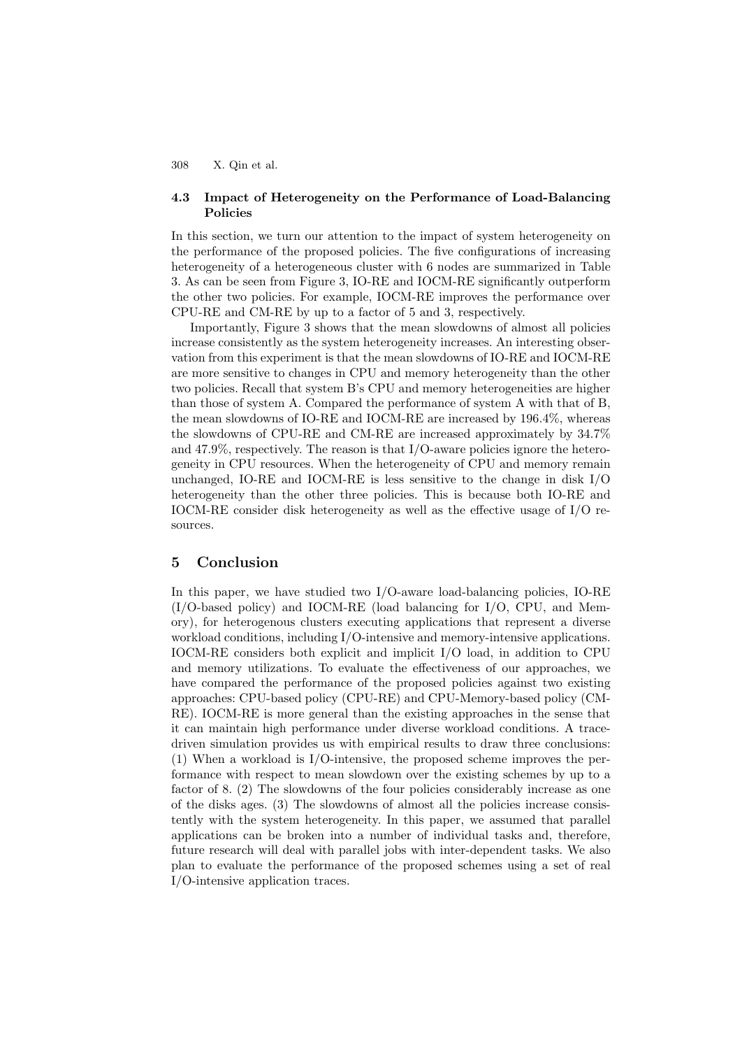### 4.3 Impact of Heterogeneity on the Performance of Load-Balancing Policies

In this section, we turn our attention to the impact of system heterogeneity on the performance of the proposed policies. The five configurations of increasing heterogeneity of a heterogeneous cluster with 6 nodes are summarized in Table 3. As can be seen from Figure 3, IO-RE and IOCM-RE significantly outperform the other two policies. For example, IOCM-RE improves the performance over CPU-RE and CM-RE by up to a factor of 5 and 3, respectively.

Importantly, Figure 3 shows that the mean slowdowns of almost all policies increase consistently as the system heterogeneity increases. An interesting observation from this experiment is that the mean slowdowns of IO-RE and IOCM-RE are more sensitive to changes in CPU and memory heterogeneity than the other two policies. Recall that system B's CPU and memory heterogeneities are higher than those of system A. Compared the performance of system A with that of B, the mean slowdowns of IO-RE and IOCM-RE are increased by 196.4%, whereas the slowdowns of CPU-RE and CM-RE are increased approximately by 34.7% and 47.9%, respectively. The reason is that I/O-aware policies ignore the heterogeneity in CPU resources. When the heterogeneity of CPU and memory remain unchanged, IO-RE and IOCM-RE is less sensitive to the change in disk I/O heterogeneity than the other three policies. This is because both IO-RE and IOCM-RE consider disk heterogeneity as well as the effective usage of I/O resources.

## 5 Conclusion

In this paper, we have studied two I/O-aware load-balancing policies, IO-RE (I/O-based policy) and IOCM-RE (load balancing for I/O, CPU, and Memory), for heterogenous clusters executing applications that represent a diverse workload conditions, including I/O-intensive and memory-intensive applications. IOCM-RE considers both explicit and implicit I/O load, in addition to CPU and memory utilizations. To evaluate the effectiveness of our approaches, we have compared the performance of the proposed policies against two existing approaches: CPU-based policy (CPU-RE) and CPU-Memory-based policy (CM-RE). IOCM-RE is more general than the existing approaches in the sense that it can maintain high performance under diverse workload conditions. A trace-driven simulation provides us with empirical results to draw three conclusions: (1) When a workload is I/O-intensive, the proposed scheme improves the performance with respect to mean slowdown over the existing schemes by up to a factor of 8. (2) The slowdowns of the four policies considerably increase as one of the disks ages. (3) The slowdowns of almost all the policies increase consistently with the system heterogeneity. In this paper, we assumed that parallel applications can be broken into a number of individual tasks and, therefore, future research will deal with parallel jobs with inter-dependent tasks. We also plan to evaluate the performance of the proposed schemes using a set of real I/O-intensive application traces.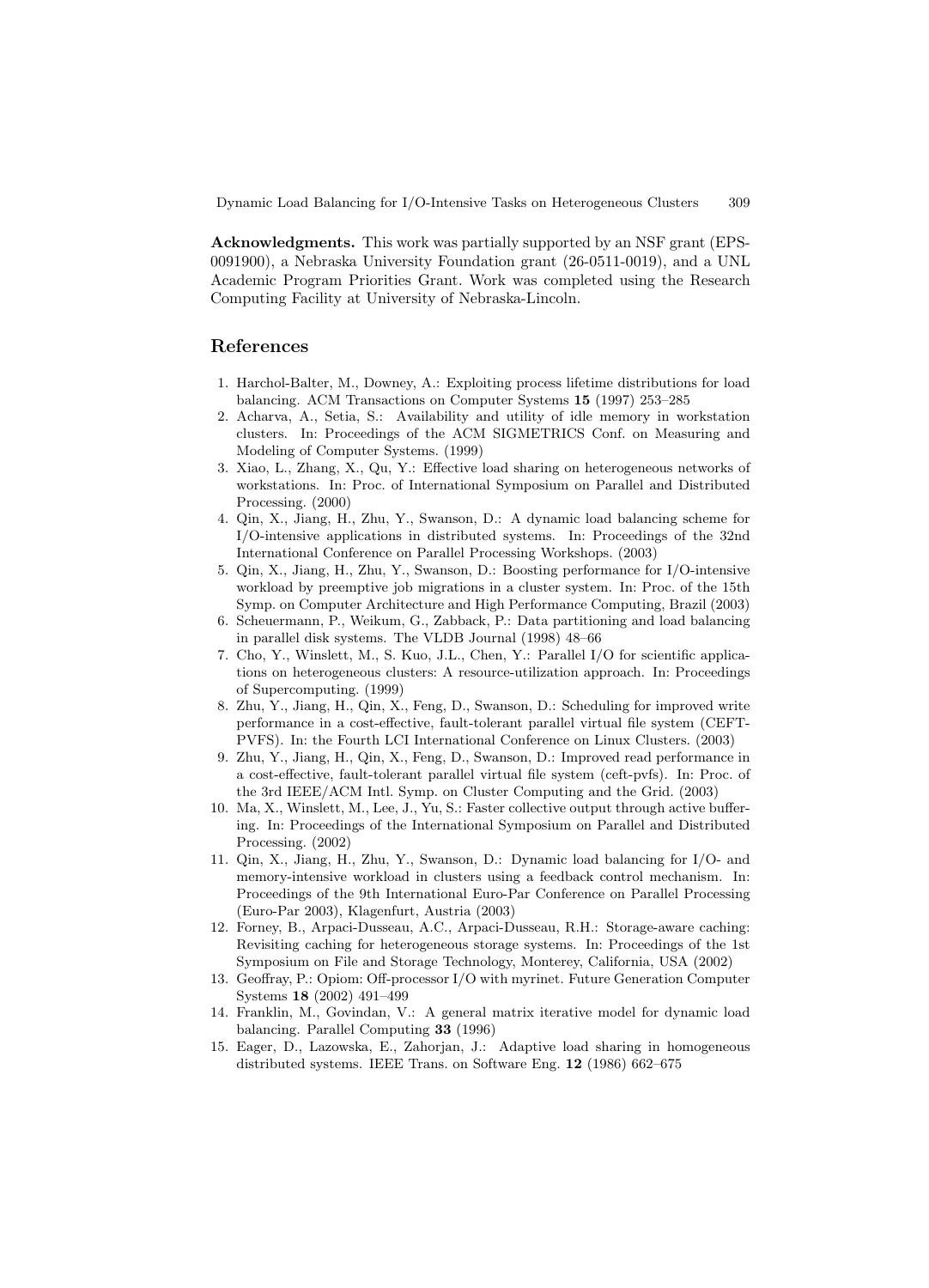**Acknowledgments.** This work was partially supported by an NSF grant (EPS-0091900), a Nebraska University Foundation grant (26-0511-0019), and a UNL Academic Program Priorities Grant. Work was completed using the Research Computing Facility at University of Nebraska-Lincoln.

## References

1. Harchol-Balter, M., Downey, A.: Exploiting process lifetime distributions for load balancing. ACM Transactions on Computer Systems **15** (1997) 253–285
2. Acharva, A., Setia, S.: Availability and utility of idle memory in workstation clusters. In: Proceedings of the ACM SIGMETRICS Conf. on Measuring and Modeling of Computer Systems. (1999)
3. Xiao, L., Zhang, X., Qu, Y.: Effective load sharing on heterogeneous networks of workstations. In: Proc. of International Symposium on Parallel and Distributed Processing. (2000)
4. Qin, X., Jiang, H., Zhu, Y., Swanson, D.: A dynamic load balancing scheme for I/O-intensive applications in distributed systems. In: Proceedings of the 32nd International Conference on Parallel Processing Workshops. (2003)
5. Qin, X., Jiang, H., Zhu, Y., Swanson, D.: Boosting performance for I/O-intensive workload by preemptive job migrations in a cluster system. In: Proc. of the 15th Symp. on Computer Architecture and High Performance Computing, Brazil (2003)
6. Scheuermann, P., Weikum, G., Zabback, P.: Data partitioning and load balancing in parallel disk systems. The VLDB Journal (1998) 48–66
7. Cho, Y., Winslett, M., S. Kuo, J.L., Chen, Y.: Parallel I/O for scientific applications on heterogeneous clusters: A resource-utilization approach. In: Proceedings of Supercomputing. (1999)
8. Zhu, Y., Jiang, H., Qin, X., Feng, D., Swanson, D.: Scheduling for improved write performance in a cost-effective, fault-tolerant parallel virtual file system (CEFT-PVFS). In: the Fourth LCI International Conference on Linux Clusters. (2003)
9. Zhu, Y., Jiang, H., Qin, X., Feng, D., Swanson, D.: Improved read performance in a cost-effective, fault-tolerant parallel virtual file system (ceft-pvfs). In: Proc. of the 3rd IEEE/ACM Intl. Symp. on Cluster Computing and the Grid. (2003)
10. Ma, X., Winslett, M., Lee, J., Yu, S.: Faster collective output through active buffering. In: Proceedings of the International Symposium on Parallel and Distributed Processing. (2002)
11. Qin, X., Jiang, H., Zhu, Y., Swanson, D.: Dynamic load balancing for I/O- and memory-intensive workload in clusters using a feedback control mechanism. In: Proceedings of the 9th International Euro-Par Conference on Parallel Processing (Euro-Par 2003), Klagenfurt, Austria (2003)
12. Forney, B., Arpaci-Dusseau, A.C., Arpaci-Dusseau, R.H.: Storage-aware caching: Revisiting caching for heterogeneous storage systems. In: Proceedings of the 1st Symposium on File and Storage Technology, Monterey, California, USA (2002)
13. Geoffray, P.: Opiom: Off-processor I/O with myrinet. Future Generation Computer Systems **18** (2002) 491–499
14. Franklin, M., Govindan, V.: A general matrix iterative model for dynamic load balancing. Parallel Computing **33** (1996)
15. Eager, D., Lazowska, E., Zahorjan, J.: Adaptive load sharing in homogeneous distributed systems. IEEE Trans. on Software Eng. **12** (1986) 662–675